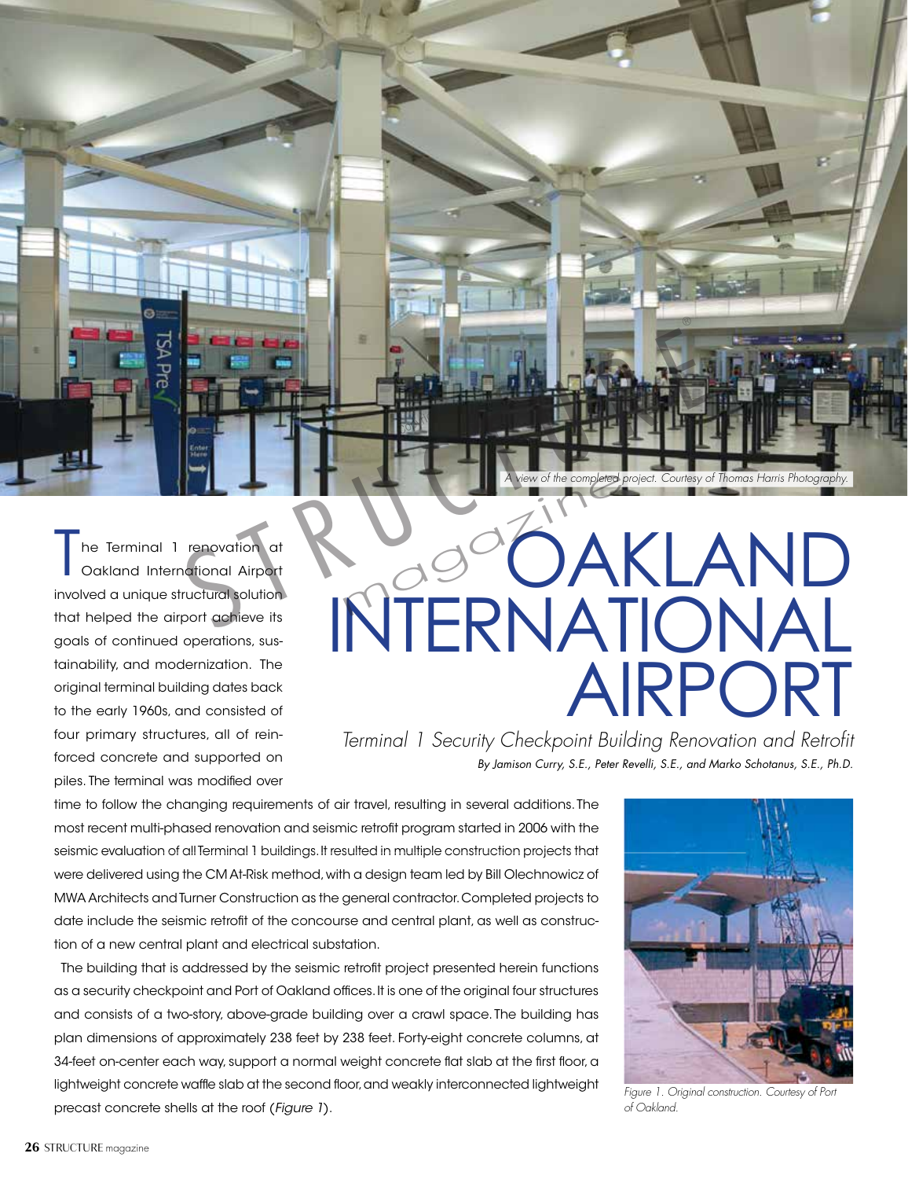A view of the completed project. Courtesy of Thomas Harris Photography.

# Oakland International Airport

## *Terminal 1 Security Checkpoint Building Renovation and Retrofit*

*By Jamison Curry, S.E., Peter Revelli, S.E., and Marko Schotanus, S.E., Ph.D.*

The Terminal 1 renovation at Oakland International Airport involved a unique structural solution that helped the airport achieve its goals of continued operations, sustainability, and modernization. The original terminal building dates back to the early 1960s, and consisted of four primary structures, all of reinforced concrete and supported on piles. The terminal was modified over time to follow the changing requirements of air travel, resulting in several additions. The most recent multi-phased renovation and seismic retrofit program started in 2006 with the seismic evaluation of all Terminal 1 buildings. It resulted in multiple construction projects that were delivered using the CM At-Risk method, with a design team led by Bill Olechnowicz of MWA Architects and Turner Construction as the general contractor. Completed projects to date include the seismic retrofit of the concourse and central plant, as well as construction of a new central plant and electrical substation.

The building that is addressed by the seismic retrofit project presented herein functions as a security checkpoint and Port of Oakland offices. It is one of the original four structures and consists of a two-story, above-grade building over a crawl space. The building has plan dimensions of approximately 238 feet by 238 feet. Forty-eight concrete columns, at 34-feet on-center each way, support a normal weight concrete flat slab at the first floor, a lightweight concrete waffle slab at the second floor, and weakly interconnected lightweight precast concrete shells at the roof (*Figure 1*).

*Figure 1. Original construction. Courtesy of Port of Oakland.*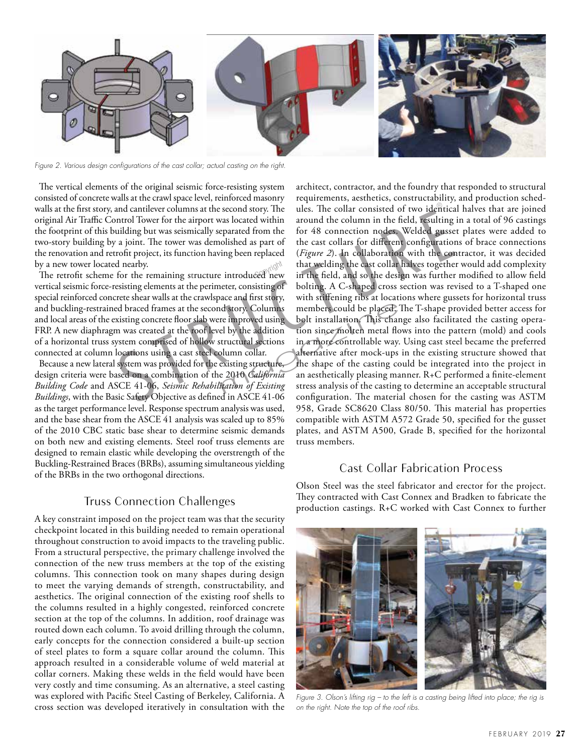Figure 2. Various design configurations of the cast collar; actual casting on the right.

The vertical elements of the original seismic force-resisting system consisted of concrete walls at the crawl space level, reinforced masonry walls at the first story, and cantilever columns at the second story. The original Air Traffic Control Tower for the airport was located within the footprint of this building but was seismically separated from the two-story building by a joint. The tower was demolished as part of the renovation and retrofit project, its function having been replaced by a new tower located nearby.

The retrofit scheme for the remaining structure introduced new vertical seismic force-resisting elements at the perimeter, consisting of special reinforced concrete shear walls at the crawlspace and first story, and buckling-restrained braced frames at the second story. Columns and local areas of the existing concrete floor slab were improved using FRP. A new diaphragm was created at the roof level by the addition of a horizontal truss system comprised of hollow structural sections connected at column locations using a cast steel column collar.

Because a new lateral system was provided for the existing structure, design criteria were based on a combination of the 2010 *California Building Code* and ASCE 41-06, *Seismic Rehabilitation of Existing Buildings*, with the Basic Safety Objective as defined in ASCE 41-06 as the target performance level. Response spectrum analysis was used, and the base shear from the ASCE 41 analysis was scaled up to 85% of the 2010 CBC static base shear to determine seismic demands on both new and existing elements. Steel roof truss elements are designed to remain elastic while developing the overstrength of the Buckling-Restrained Braces (BRBs), assuming simultaneous yielding of the BRBs in the two orthogonal directions.

## Truss Connection Challenges

A key constraint imposed on the project team was that the security checkpoint located in this building needed to remain operational throughout construction to avoid impacts to the traveling public. From a structural perspective, the primary challenge involved the connection of the new truss members at the top of the existing columns. This connection took on many shapes during design to meet the varying demands of strength, constructability, and aesthetics. The original connection of the existing roof shells to the columns resulted in a highly congested, reinforced concrete section at the top of the columns. In addition, roof drainage was routed down each column. To avoid drilling through the column, early concepts for the connection considered a built-up section of steel plates to form a square collar around the column. This approach resulted in a considerable volume of weld material at collar corners. Making these welds in the field would have been very costly and time consuming. As an alternative, a steel casting was explored with Pacific Steel Casting of Berkeley, California. A cross section was developed iteratively in consultation with the architect, contractor, and the foundry that responded to structural requirements, aesthetics, constructability, and production schedules. The collar consisted of two identical halves that are joined around the column in the field, resulting in a total of 96 castings for 48 connection nodes. Welded gusset plates were added to the cast collars for different configurations of brace connections (*Figure 2*). In collaboration with the contractor, it was decided that welding the cast collar halves together would add complexity in the field, and so the design was further modified to allow field bolting. A C-shaped cross section was revised to a T-shaped one with stiffening ribs at locations where gussets for horizontal truss members could be placed. The T-shape provided better access for bolt installation. This change also facilitated the casting operation since molten metal flows into the pattern (mold) and cools in a more controllable way. Using cast steel became the preferred alternative after mock-ups in the existing structure showed that the shape of the casting could be integrated into the project in an aesthetically pleasing manner. R+C performed a finite-element stress analysis of the casting to determine an acceptable structural configuration. The material chosen for the casting was ASTM 958, Grade SC8620 Class 80/50. This material has properties compatible with ASTM A572 Grade 50, specified for the gusset plates, and ASTM A500, Grade B, specified for the horizontal truss members.

## Cast Collar Fabrication Process

Olson Steel was the steel fabricator and erector for the project. They contracted with Cast Connex and Bradken to fabricate the production castings. R+C worked with Cast Connex to further

Figure 3. Olson's lifting rig – to the left is a casting being lifted into place; the rig is on the right. Note the top of the roof ribs.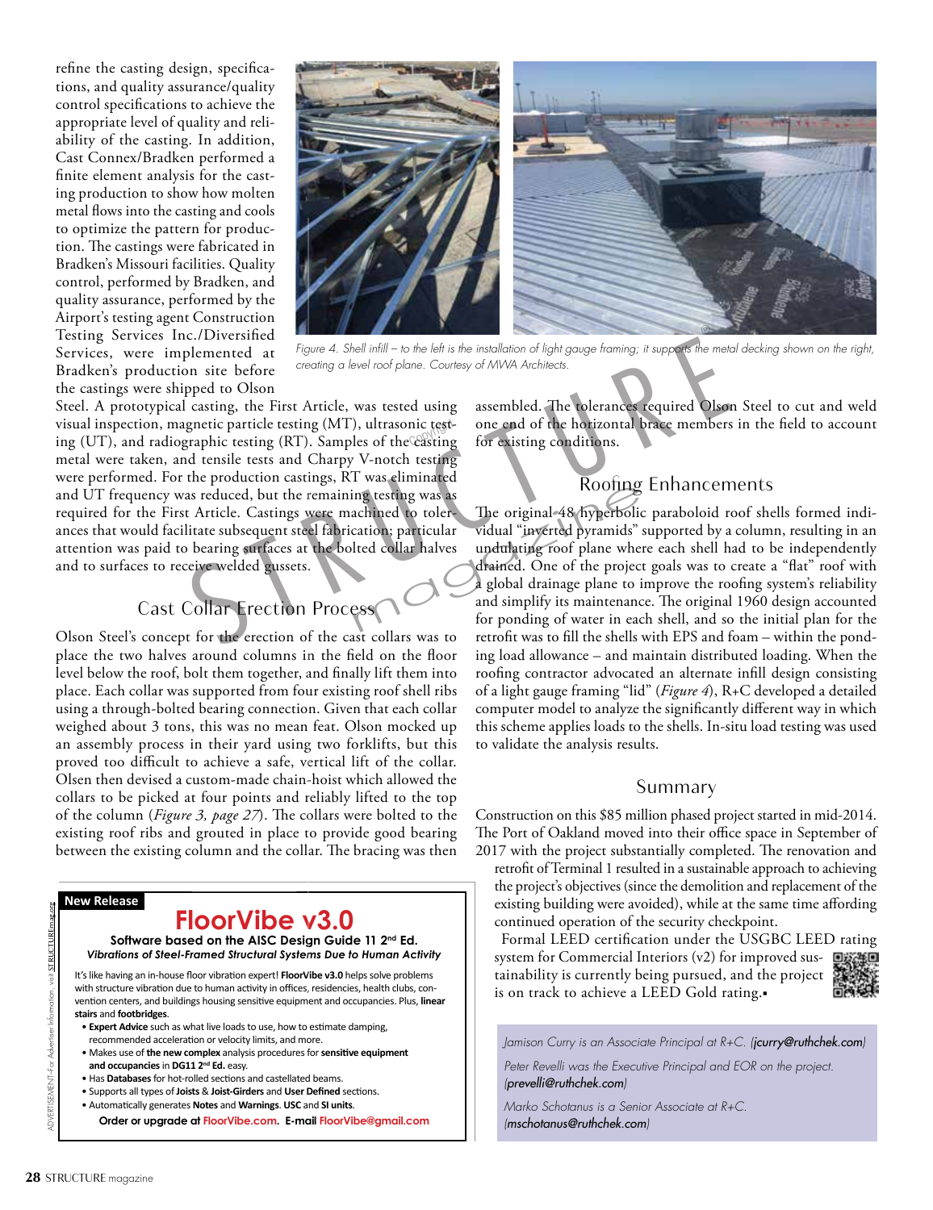refine the casting design, specifications, and quality assurance/quality control specifications to achieve the appropriate level of quality and reliability of the casting. In addition, Cast Connex/Bradken performed a finite element analysis for the casting production to show how molten metal flows into the casting and cools to optimize the pattern for production. The castings were fabricated in Bradken's Missouri facilities. Quality control, performed by Bradken, and quality assurance, performed by the Airport's testing agent Construction Testing Services Inc./Diversified Services, were implemented at Bradken's production site before the castings were shipped to Olson Steel. A prototypical cast, the First Article, was tested using visual inspection, magnetic particle testing (MT), ultrasonic testing (UT), and radiographic testing (RT). Samples of the casting metal were taken, and tensile tests and Charpy V-notch testing were performed. For the production castings, RT was eliminated and UT frequency was reduced, but the remaining testing was as required for the First Article. Castings were machined to tolerances that would facilitate subsequent steel fabrication; particular attention was paid to bearing surfaces at the bolted collar halves and to surfaces to receive welded gussets.

*Figure 4. Shell infill – to the left is the installation of light gauge framing; it supports the metal decking shown on the right, creating a level roof plane. Courtesy of MWA Architects.*

## Cast Collar Erection Process

Olson Steel's concept for the erection of the cast collars was to place the two halves around columns in the field on the floor level below the roof, bolt them together, and finally lift them into place. Each collar was supported from four existing roof shell ribs using a through-bolted bearing connection. Given that each collar weighed about 3 tons, this was no mean feat. Olson mocked up an assembly process in their yard using two forklifts, but this proved too difficult to achieve a safe, vertical lift of the collar. Olsen then devised a custom-made chain-hoist which allowed the collars to be picked at four points and reliably lifted to the top of the column (*Figure 3, page 27*). The collars were bolted to the existing roof ribs and grouted in place to provide good bearing between the existing column and the collar. The bracing was then assembled. The tolerances required Olson Steel to cut and weld one end of the horizontal brace members in the field to account for existing conditions.

## Roofing Enhancements

The original 48 hyperbolic paraboloid roof shells formed individual "inverted pyramids" supported by a column, resulting in an undulating roof plane where each shell had to be independently drained. One of the project goals was to create a "flat" roof with a global drainage plane to improve the roofing system's reliability and simplify its maintenance. The original 1960 design accounted for ponding of water in each shell, and so the initial plan for the retrofit was to fill the shells with EPS and foam – within the ponding load allowance – and maintain distributed loading. When the roofing contractor advocated an alternate infill design consisting of a light gauge framing "lid" (*Figure 4*), R+C developed a detailed computer model to analyze the significantly different way in which this scheme applies loads to the shells. In-situ load testing was used to validate the analysis results.

## Summary

Construction on this $85 million phased project started in mid-2014. The Port of Oakland moved into their office space in September of 2017 with the project substantially completed. The renovation and retrofit of Terminal 1 resulted in a sustainable approach to achieving the project's objectives (since the demolition and replacement of the existing building were avoided), while at the same time affording continued operation of the security checkpoint.

Formal LEED certification under the USGBC LEED rating system for Commercial Interiors (v2) for improved sustainability is currently being pursued, and the project is on track to achieve a LEED Gold rating.▪

*Jamison Curry is an Associate Principal at R+C. (jcurry@ruthchek.com)*

*Peter Revelli was the Executive Principal and EOR on the project. (prevelli@ruthchek.com)*

*Marko Schotanus is a Senior Associate at R+C. (mschotanus@ruthchek.com)*

---

ADVERTISEMENT–For Advertiser Information, visit STRUCTUREmag.org

**New Release**

# FloorVibe v3.0

**Software based on the AISC Design Guide 11 2nd Ed.**
***Vibrations of Steel-Framed Structural Systems Due to Human Activity***

It's like having an in-house floor vibration expert! **FloorVibe v3.0** helps solve problems with structure vibration due to human activity in offices, residencies, health clubs, convention centers, and buildings housing sensitive equipment and occupancies. Plus, **linear stairs** and **footbridges**.

- **Expert Advice** such as what live loads to use, how to estimate damping, recommended acceleration or velocity limits, and more.
- Makes use of **the new complex** analysis procedures for **sensitive equipment and occupancies** in **DG11 2nd Ed.** easy.
- Has **Databases** for hot-rolled sections and castellated beams.
- Supports all types of **Joists** & **Joist-Girders** and **User Defined** sections.
- Automatically generates **Notes** and **Warnings**. **USC** and **SI units**.

**Order or upgrade at FloorVibe.com. E-mail FloorVibe@gmail.com**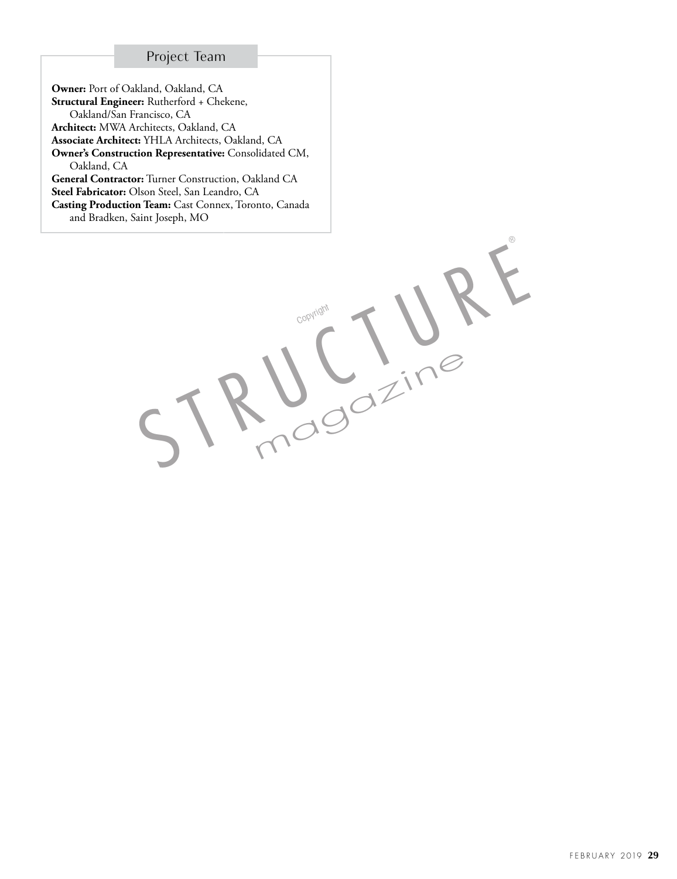## Project Team

**Owner:** Port of Oakland, Oakland, CA
**Structural Engineer:** Rutherford + Chekene, Oakland/San Francisco, CA
**Architect:** MWA Architects, Oakland, CA
**Associate Architect:** YHLA Architects, Oakland, CA
**Owner's Construction Representative:** Consolidated CM, Oakland, CA
**General Contractor:** Turner Construction, Oakland CA
**Steel Fabricator:** Olson Steel, San Leandro, CA
**Casting Production Team:** Cast Connex, Toronto, Canada and Bradken, Saint Joseph, MO